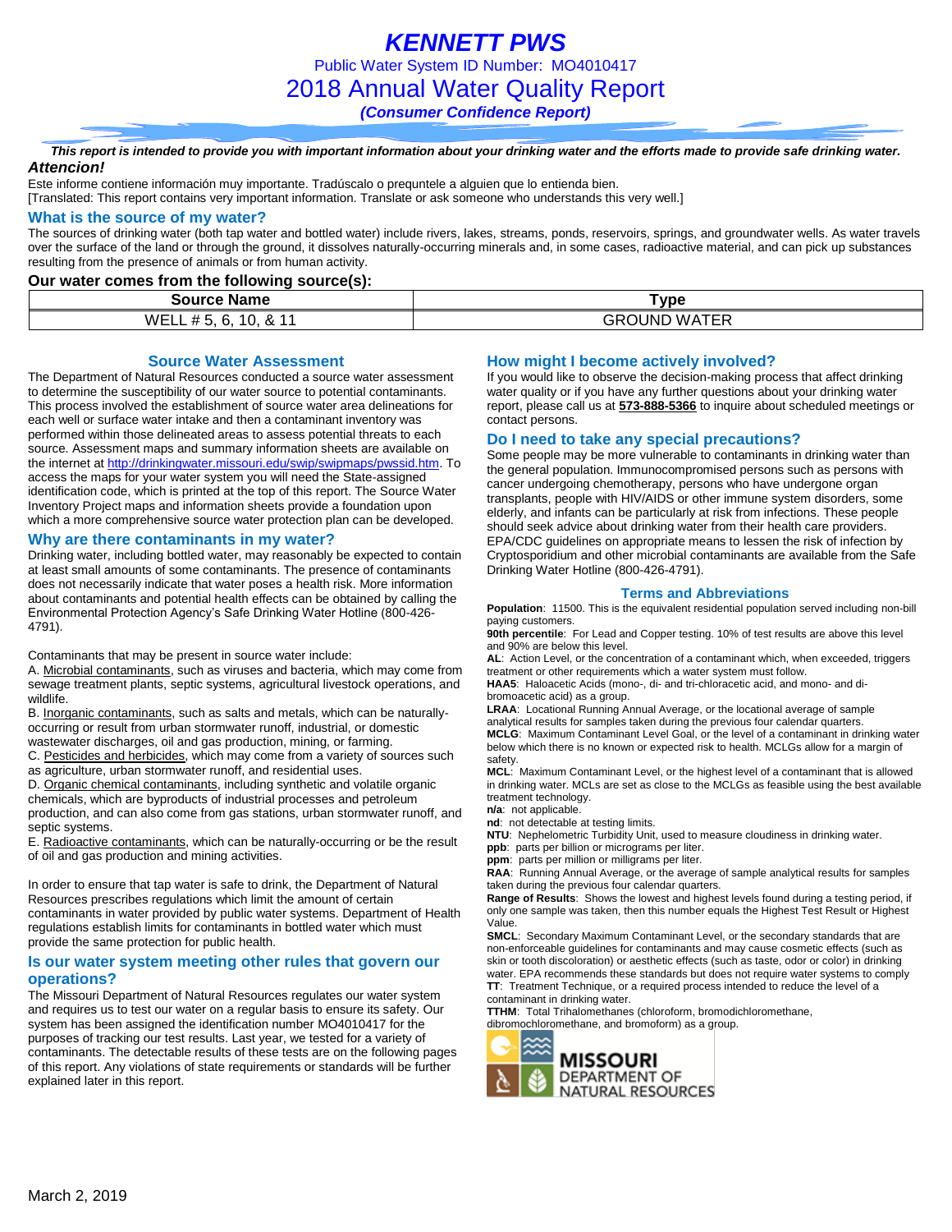# KENNETT PWS

Public Water System ID Number: MO4010417

## 2018 Annual Water Quality Report

***(Consumer Confidence Report)***

***This report is intended to provide you with important information about your drinking water and the efforts made to provide safe drinking water.***

***Attencion!***

Este informe contiene información muy importante. Tradúscalo o prequntele a alguien que lo entienda bien.
[Translated: This report contains very important information. Translate or ask someone who understands this very well.]

### What is the source of my water?

The sources of drinking water (both tap water and bottled water) include rivers, lakes, streams, ponds, reservoirs, springs, and groundwater wells. As water travels over the surface of the land or through the ground, it dissolves naturally-occurring minerals and, in some cases, radioactive material, and can pick up substances resulting from the presence of animals or from human activity.

**Our water comes from the following source(s):**

| Source Name | Type |
|---|---|
| WELL # 5, 6, 10, & 11 | GROUND WATER |

### Source Water Assessment

The Department of Natural Resources conducted a source water assessment to determine the susceptibility of our water source to potential contaminants. This process involved the establishment of source water area delineations for each well or surface water intake and then a contaminant inventory was performed within those delineated areas to assess potential threats to each source. Assessment maps and summary information sheets are available on the internet at http://drinkingwater.missouri.edu/swip/swipmaps/pwssid.htm. To access the maps for your water system you will need the State-assigned identification code, which is printed at the top of this report. The Source Water Inventory Project maps and information sheets provide a foundation upon which a more comprehensive source water protection plan can be developed.

### Why are there contaminants in my water?

Drinking water, including bottled water, may reasonably be expected to contain at least small amounts of some contaminants. The presence of contaminants does not necessarily indicate that water poses a health risk. More information about contaminants and potential health effects can be obtained by calling the Environmental Protection Agency's Safe Drinking Water Hotline (800-426-4791).

Contaminants that may be present in source water include:

A. Microbial contaminants, such as viruses and bacteria, which may come from sewage treatment plants, septic systems, agricultural livestock operations, and wildlife.

B. Inorganic contaminants, such as salts and metals, which can be naturally-occurring or result from urban stormwater runoff, industrial, or domestic wastewater discharges, oil and gas production, mining, or farming.

C. Pesticides and herbicides, which may come from a variety of sources such as agriculture, urban stormwater runoff, and residential uses.

D. Organic chemical contaminants, including synthetic and volatile organic chemicals, which are byproducts of industrial processes and petroleum production, and can also come from gas stations, urban stormwater runoff, and septic systems.

E. Radioactive contaminants, which can be naturally-occurring or be the result of oil and gas production and mining activities.

In order to ensure that tap water is safe to drink, the Department of Natural Resources prescribes regulations which limit the amount of certain contaminants in water provided by public water systems. Department of Health regulations establish limits for contaminants in bottled water which must provide the same protection for public health.

### Is our water system meeting other rules that govern our operations?

The Missouri Department of Natural Resources regulates our water system and requires us to test our water on a regular basis to ensure its safety. Our system has been assigned the identification number MO4010417 for the purposes of tracking our test results. Last year, we tested for a variety of contaminants. The detectable results of these tests are on the following pages of this report. Any violations of state requirements or standards will be further explained later in this report.

### How might I become actively involved?

If you would like to observe the decision-making process that affect drinking water quality or if you have any further questions about your drinking water report, please call us at **573-888-5366** to inquire about scheduled meetings or contact persons.

### Do I need to take any special precautions?

Some people may be more vulnerable to contaminants in drinking water than the general population. Immunocompromised persons such as persons with cancer undergoing chemotherapy, persons who have undergone organ transplants, people with HIV/AIDS or other immune system disorders, some elderly, and infants can be particularly at risk from infections. These people should seek advice about drinking water from their health care providers. EPA/CDC guidelines on appropriate means to lessen the risk of infection by Cryptosporidium and other microbial contaminants are available from the Safe Drinking Water Hotline (800-426-4791).

### Terms and Abbreviations

**Population**: 11500. This is the equivalent residential population served including non-bill paying customers.

**90th percentile**: For Lead and Copper testing. 10% of test results are above this level and 90% are below this level.

**AL**: Action Level, or the concentration of a contaminant which, when exceeded, triggers treatment or other requirements which a water system must follow.

**HAA5**: Haloacetic Acids (mono-, di- and tri-chloracetic acid, and mono- and di-bromoacetic acid) as a group.

**LRAA**: Locational Running Annual Average, or the locational average of sample analytical results for samples taken during the previous four calendar quarters.

**MCLG**: Maximum Contaminant Level Goal, or the level of a contaminant in drinking water below which there is no known or expected risk to health. MCLGs allow for a margin of safety.

**MCL**: Maximum Contaminant Level, or the highest level of a contaminant that is allowed in drinking water. MCLs are set as close to the MCLGs as feasible using the best available treatment technology.

**n/a**: not applicable.

**nd**: not detectable at testing limits.

**NTU**: Nephelometric Turbidity Unit, used to measure cloudiness in drinking water.

**ppb**: parts per billion or micrograms per liter.

**ppm**: parts per million or milligrams per liter.

**RAA**: Running Annual Average, or the average of sample analytical results for samples taken during the previous four calendar quarters.

**Range of Results**: Shows the lowest and highest levels found during a testing period, if only one sample was taken, then this number equals the Highest Test Result or Highest Value.

**SMCL**: Secondary Maximum Contaminant Level, or the secondary standards that are non-enforceable guidelines for contaminants and may cause cosmetic effects (such as skin or tooth discoloration) or aesthetic effects (such as taste, odor or color) in drinking water. EPA recommends these standards but does not require water systems to comply

**TT**: Treatment Technique, or a required process intended to reduce the level of a contaminant in drinking water.

**TTHM**: Total Trihalomethanes (chloroform, bromodichloromethane, dibromochloromethane, and bromoform) as a group.

MISSOURI DEPARTMENT OF NATURAL RESOURCES

March 2, 2019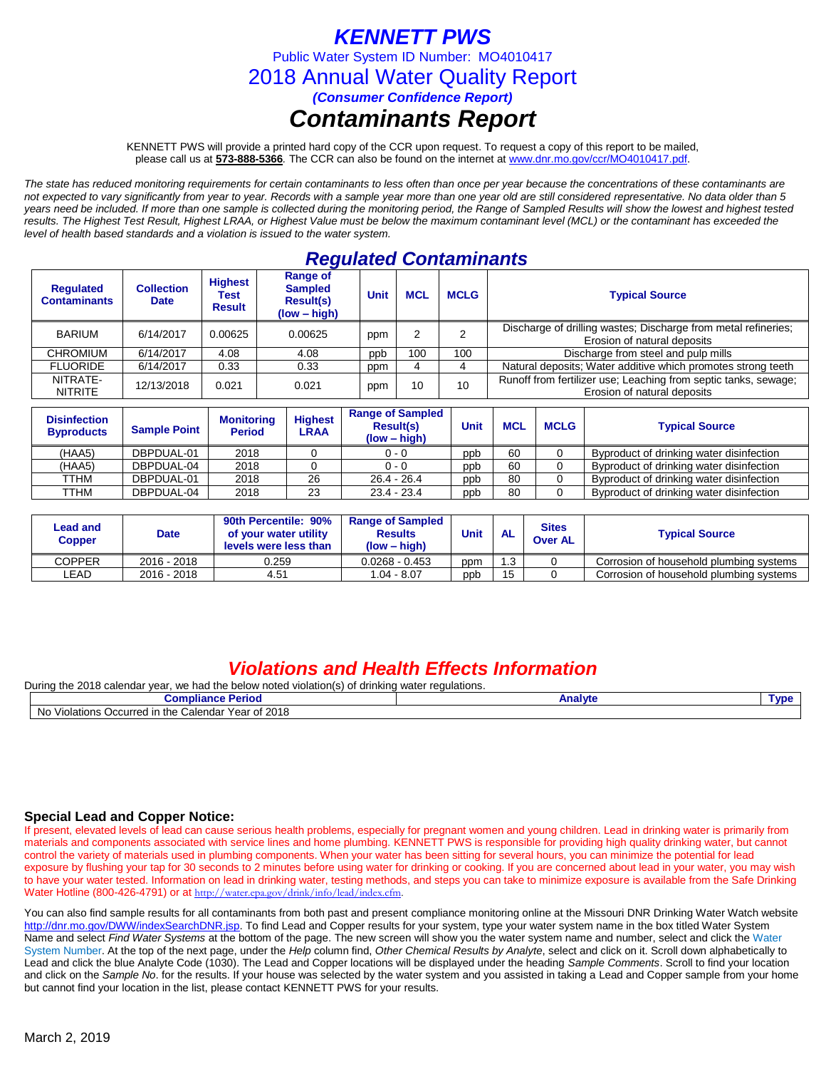# KENNETT PWS

Public Water System ID Number: MO4010417

## 2018 Annual Water Quality Report

***(Consumer Confidence Report)***

# *Contaminants Report*

KENNETT PWS will provide a printed hard copy of the CCR upon request. To request a copy of this report to be mailed, please call us at **573-888-5366**. The CCR can also be found on the internet at www.dnr.mo.gov/ccr/MO4010417.pdf.

*The state has reduced monitoring requirements for certain contaminants to less often than once per year because the concentrations of these contaminants are not expected to vary significantly from year to year. Records with a sample year more than one year old are still considered representative. No data older than 5 years need be included. If more than one sample is collected during the monitoring period, the Range of Sampled Results will show the lowest and highest tested results. The Highest Test Result, Highest LRAA, or Highest Value must be below the maximum contaminant level (MCL) or the contaminant has exceeded the level of health based standards and a violation is issued to the water system.*

## *Regulated Contaminants*

| Regulated Contaminants | Collection Date | Highest Test Result | Range of Sampled Result(s) (low – high) | Unit | MCL | MCLG | Typical Source |
|---|---|---|---|---|---|---|---|
| BARIUM | 6/14/2017 | 0.00625 | 0.00625 | ppm | 2 | 2 | Discharge of drilling wastes; Discharge from metal refineries; Erosion of natural deposits |
| CHROMIUM | 6/14/2017 | 4.08 | 4.08 | ppb | 100 | 100 | Discharge from steel and pulp mills |
| FLUORIDE | 6/14/2017 | 0.33 | 0.33 | ppm | 4 | 4 | Natural deposits; Water additive which promotes strong teeth |
| NITRATE-NITRITE | 12/13/2018 | 0.021 | 0.021 | ppm | 10 | 10 | Runoff from fertilizer use; Leaching from septic tanks, sewage; Erosion of natural deposits |

| Disinfection Byproducts | Sample Point | Monitoring Period | Highest LRAA | Range of Sampled Result(s) (low – high) | Unit | MCL | MCLG | Typical Source |
|---|---|---|---|---|---|---|---|---|
| (HAA5) | DBPDUAL-01 | 2018 | 0 | 0 - 0 | ppb | 60 | 0 | Byproduct of drinking water disinfection |
| (HAA5) | DBPDUAL-04 | 2018 | 0 | 0 - 0 | ppb | 60 | 0 | Byproduct of drinking water disinfection |
| TTHM | DBPDUAL-01 | 2018 | 26 | 26.4 - 26.4 | ppb | 80 | 0 | Byproduct of drinking water disinfection |
| TTHM | DBPDUAL-04 | 2018 | 23 | 23.4 - 23.4 | ppb | 80 | 0 | Byproduct of drinking water disinfection |

| Lead and Copper | Date | 90th Percentile: 90% of your water utility levels were less than | Range of Sampled Results (low – high) | Unit | AL | Sites Over AL | Typical Source |
|---|---|---|---|---|---|---|---|
| COPPER | 2016 - 2018 | 0.259 | 0.0268 - 0.453 | ppm | 1.3 | 0 | Corrosion of household plumbing systems |
| LEAD | 2016 - 2018 | 4.51 | 1.04 - 8.07 | ppb | 15 | 0 | Corrosion of household plumbing systems |

## *Violations and Health Effects Information*

During the 2018 calendar year, we had the below noted violation(s) of drinking water regulations.

| Compliance Period | Analyte | Type |
|---|---|---|
| No Violations Occurred in the Calendar Year of 2018 | | |

**Special Lead and Copper Notice:**

If present, elevated levels of lead can cause serious health problems, especially for pregnant women and young children. Lead in drinking water is primarily from materials and components associated with service lines and home plumbing. KENNETT PWS is responsible for providing high quality drinking water, but cannot control the variety of materials used in plumbing components. When your water has been sitting for several hours, you can minimize the potential for lead exposure by flushing your tap for 30 seconds to 2 minutes before using water for drinking or cooking. If you are concerned about lead in your water, you may wish to have your water tested. Information on lead in drinking water, testing methods, and steps you can take to minimize exposure is available from the Safe Drinking Water Hotline (800-426-4791) or at http://water.epa.gov/drink/info/lead/index.cfm.

You can also find sample results for all contaminants from both past and present compliance monitoring online at the Missouri DNR Drinking Water Watch website http://dnr.mo.gov/DWW/indexSearchDNR.jsp. To find Lead and Copper results for your system, type your water system name in the box titled Water System Name and select *Find Water Systems* at the bottom of the page. The new screen will show you the water system name and number, select and click the Water System Number. At the top of the next page, under the *Help* column find, *Other Chemical Results by Analyte*, select and click on it. Scroll down alphabetically to Lead and click the blue Analyte Code (1030). The Lead and Copper locations will be displayed under the heading *Sample Comments*. Scroll to find your location and click on the *Sample No*. for the results. If your house was selected by the water system and you assisted in taking a Lead and Copper sample from your home but cannot find your location in the list, please contact KENNETT PWS for your results.

March 2, 2019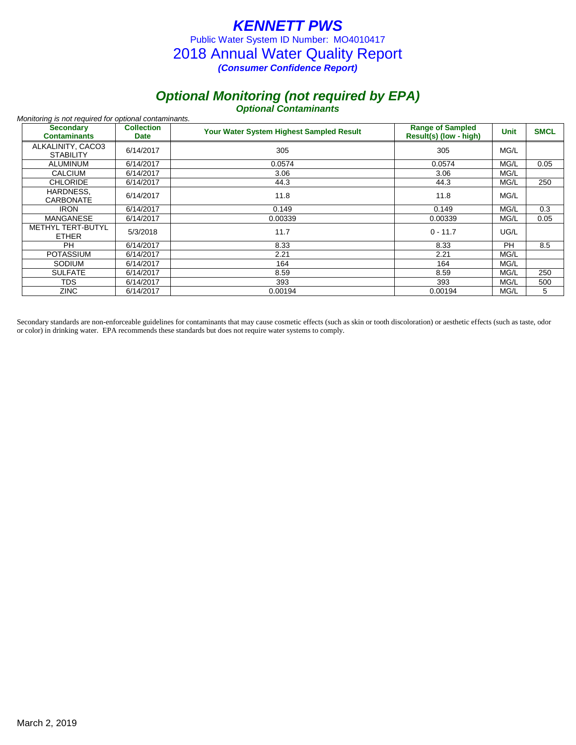# KENNETT PWS

Public Water System ID Number: MO4010417

## 2018 Annual Water Quality Report

***(Consumer Confidence Report)***

## *Optional Monitoring (not required by EPA)*

### *Optional Contaminants*

*Monitoring is not required for optional contaminants.*

| Secondary Contaminants | Collection Date | Your Water System Highest Sampled Result | Range of Sampled Result(s) (low - high) | Unit | SMCL |
|---|---|---|---|---|---|
| ALKALINITY, CACO3 STABILITY | 6/14/2017 | 305 | 305 | MG/L | |
| ALUMINUM | 6/14/2017 | 0.0574 | 0.0574 | MG/L | 0.05 |
| CALCIUM | 6/14/2017 | 3.06 | 3.06 | MG/L | |
| CHLORIDE | 6/14/2017 | 44.3 | 44.3 | MG/L | 250 |
| HARDNESS, CARBONATE | 6/14/2017 | 11.8 | 11.8 | MG/L | |
| IRON | 6/14/2017 | 0.149 | 0.149 | MG/L | 0.3 |
| MANGANESE | 6/14/2017 | 0.00339 | 0.00339 | MG/L | 0.05 |
| METHYL TERT-BUTYL ETHER | 5/3/2018 | 11.7 | 0 - 11.7 | UG/L | |
| PH | 6/14/2017 | 8.33 | 8.33 | PH | 8.5 |
| POTASSIUM | 6/14/2017 | 2.21 | 2.21 | MG/L | |
| SODIUM | 6/14/2017 | 164 | 164 | MG/L | |
| SULFATE | 6/14/2017 | 8.59 | 8.59 | MG/L | 250 |
| TDS | 6/14/2017 | 393 | 393 | MG/L | 500 |
| ZINC | 6/14/2017 | 0.00194 | 0.00194 | MG/L | 5 |

Secondary standards are non-enforceable guidelines for contaminants that may cause cosmetic effects (such as skin or tooth discoloration) or aesthetic effects (such as taste, odor or color) in drinking water. EPA recommends these standards but does not require water systems to comply.

March 2, 2019